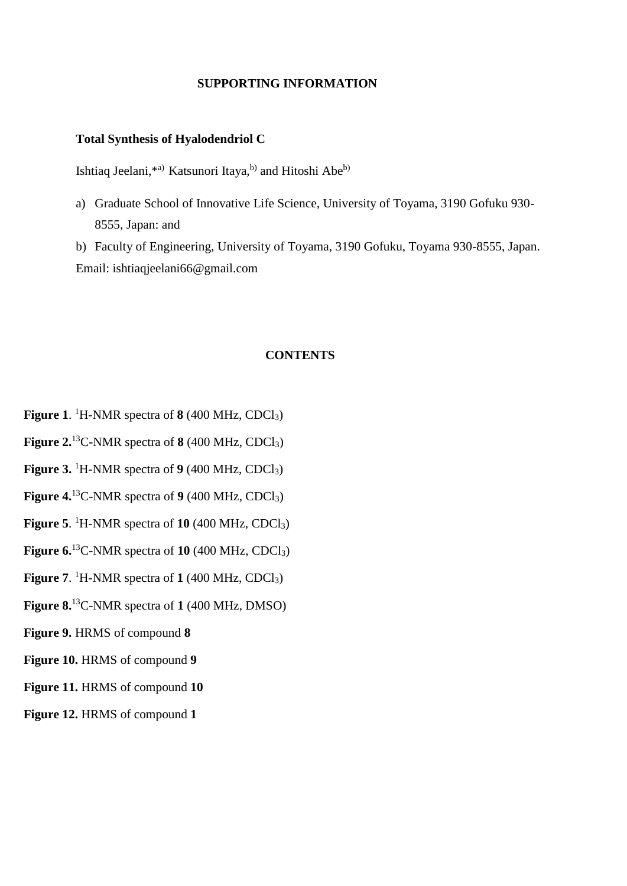# SUPPORTING INFORMATION

## Total Synthesis of Hyalodendriol C

Ishtiaq Jeelani,*[a] Katsunori Itaya,[b] and Hitoshi Abe[b]

a) Graduate School of Innovative Life Science, University of Toyama, 3190 Gofuku 930-8555, Japan: and

b) Faculty of Engineering, University of Toyama, 3190 Gofuku, Toyama 930-8555, Japan.

Email: ishtiaqjeelani66@gmail.com

## CONTENTS

**Figure 1**. $^{1}$H-NMR spectra of **8** (400 MHz, $CDCl_3$)

**Figure 2.**$^{13}$C-NMR spectra of **8** (400 MHz, $CDCl_3$)

**Figure 3.** $^{1}$H-NMR spectra of **9** (400 MHz, $CDCl_3$)

**Figure 4.**$^{13}$C-NMR spectra of **9** (400 MHz, $CDCl_3$)

**Figure 5**. $^{1}$H-NMR spectra of **10** (400 MHz, $CDCl_3$)

**Figure 6.**$^{13}$C-NMR spectra of **10** (400 MHz, $CDCl_3$)

**Figure 7**. $^{1}$H-NMR spectra of **1** (400 MHz, $CDCl_3$)

**Figure 8.**$^{13}$C-NMR spectra of **1** (400 MHz, DMSO)

**Figure 9.** HRMS of compound **8**

**Figure 10.** HRMS of compound **9**

**Figure 11.** HRMS of compound **10**

**Figure 12.** HRMS of compound **1**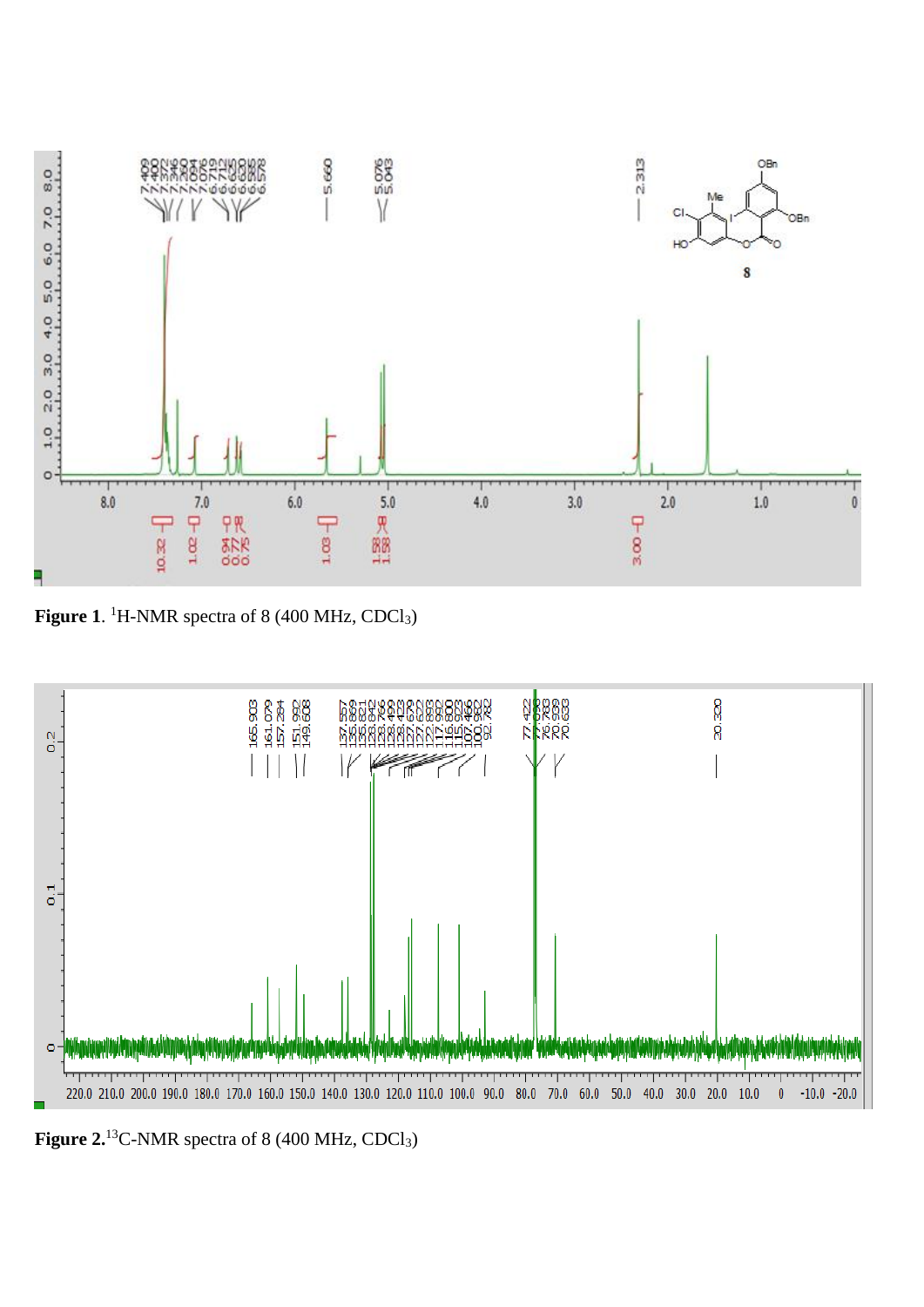**Figure 1**. $^{1}$H-NMR spectra of 8 (400 MHz, $CDCl_3$)

**Figure 2.**$^{13}$C-NMR spectra of 8 (400 MHz, $CDCl_3$)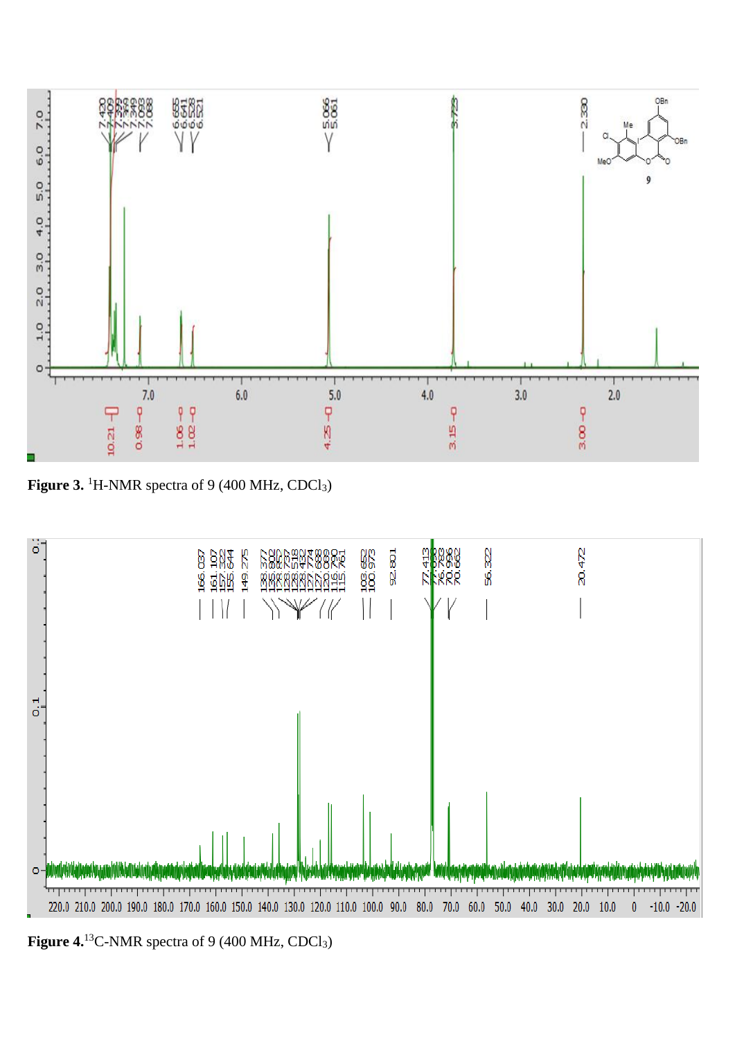**Figure 3.** $^{1}$H-NMR spectra of 9 (400 MHz, $CDCl_3$)

**Figure 4.**$^{13}$C-NMR spectra of 9 (400 MHz, $CDCl_3$)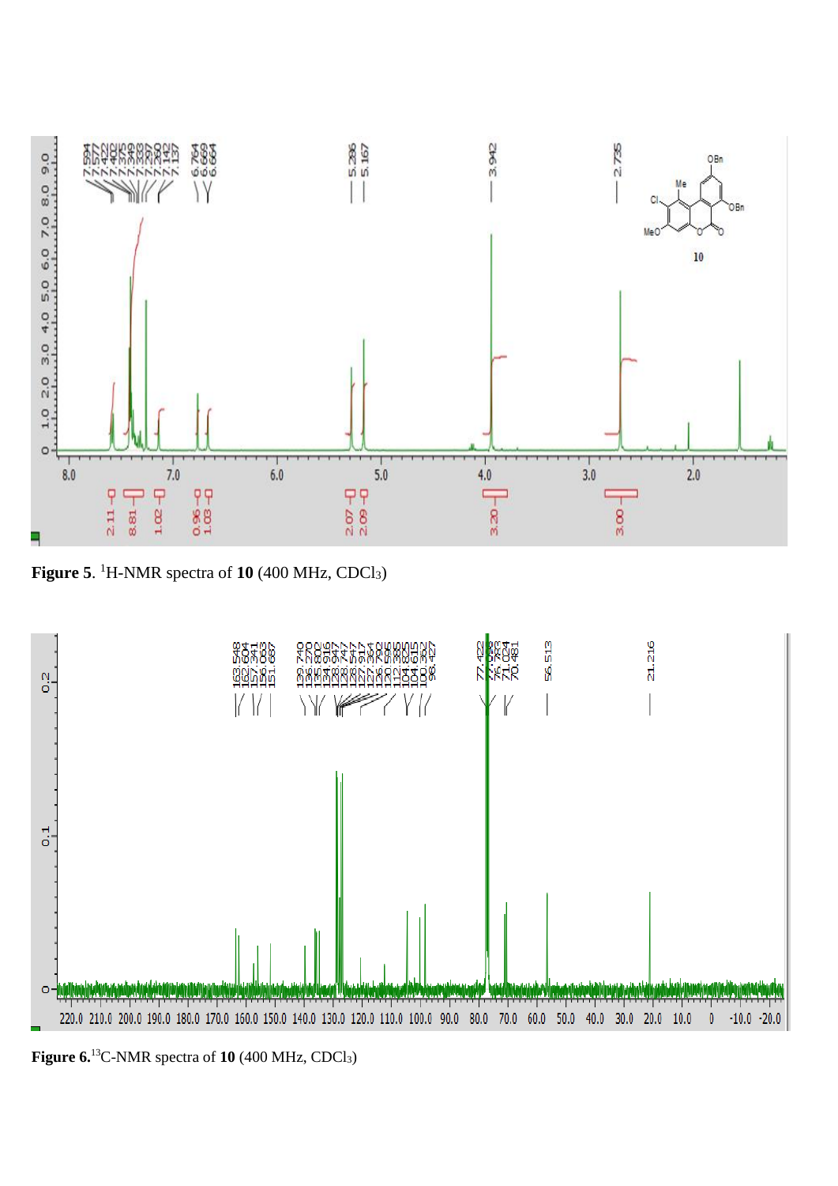**Figure 5**. $^{1}$H-NMR spectra of **10** (400 MHz, $CDCl_3$)

**Figure 6.**$^{13}$C-NMR spectra of **10** (400 MHz, $CDCl_3$)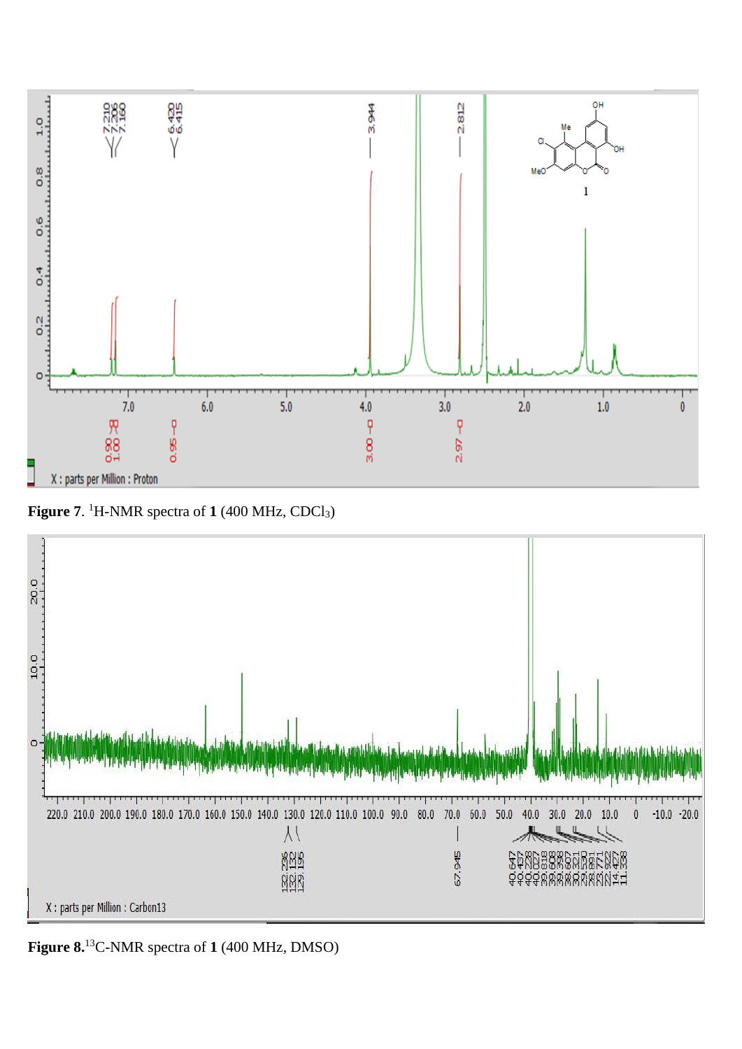**Figure 7**. $^{1}$H-NMR spectra of **1** (400 MHz, $CDCl_3$)

**Figure 8.** $^{13}$C-NMR spectra of **1** (400 MHz, DMSO)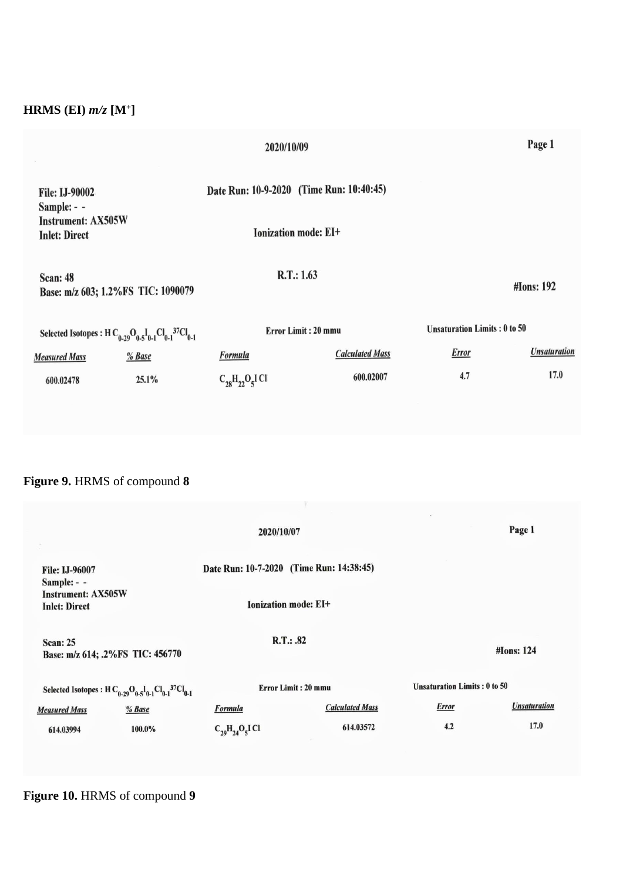**HRMS (EI) *m/z* [M$^+$]**

2020/10/09

Page 1

File: IJ-90002
Sample: - -
Instrument: AX505W
Inlet: Direct

Date Run: 10-9-2020 (Time Run: 10:40:45)

Ionization mode: EI+

Scan: 48
Base: m/z 603; 1.2%FS TIC: 1090079

R.T.: 1.63

#Ions: 192

Selected Isotopes : H $C_{0-29}O_{0-5}I_{0-1}Cl_{0-1}{}^{37}Cl_{0-1}$

Error Limit : 20 mmu

Unsaturation Limits : 0 to 50

| Measured Mass | % Base | Formula | Calculated Mass | Error | Unsaturation |
| --- | --- | --- | --- | --- | --- |
| 600.02478 | 25.1% | $C_{28}H_{22}O_5ICl$ | 600.02007 | 4.7 | 17.0 |

**Figure 9.** HRMS of compound **8**

2020/10/07

Page 1

File: IJ-96007
Sample: - -
Instrument: AX505W
Inlet: Direct

Date Run: 10-7-2020 (Time Run: 14:38:45)

Ionization mode: EI+

Scan: 25
Base: m/z 614; .2%FS TIC: 456770

R.T.: .82

#Ions: 124

Selected Isotopes : H $C_{0-29}O_{0-5}I_{0-1}Cl_{0-1}{}^{37}Cl_{0-1}$

Error Limit : 20 mmu

Unsaturation Limits : 0 to 50

| Measured Mass | % Base | Formula | Calculated Mass | Error | Unsaturation |
| --- | --- | --- | --- | --- | --- |
| 614.03994 | 100.0% | $C_{29}H_{24}O_5ICl$ | 614.03572 | 4.2 | 17.0 |

**Figure 10.** HRMS of compound **9**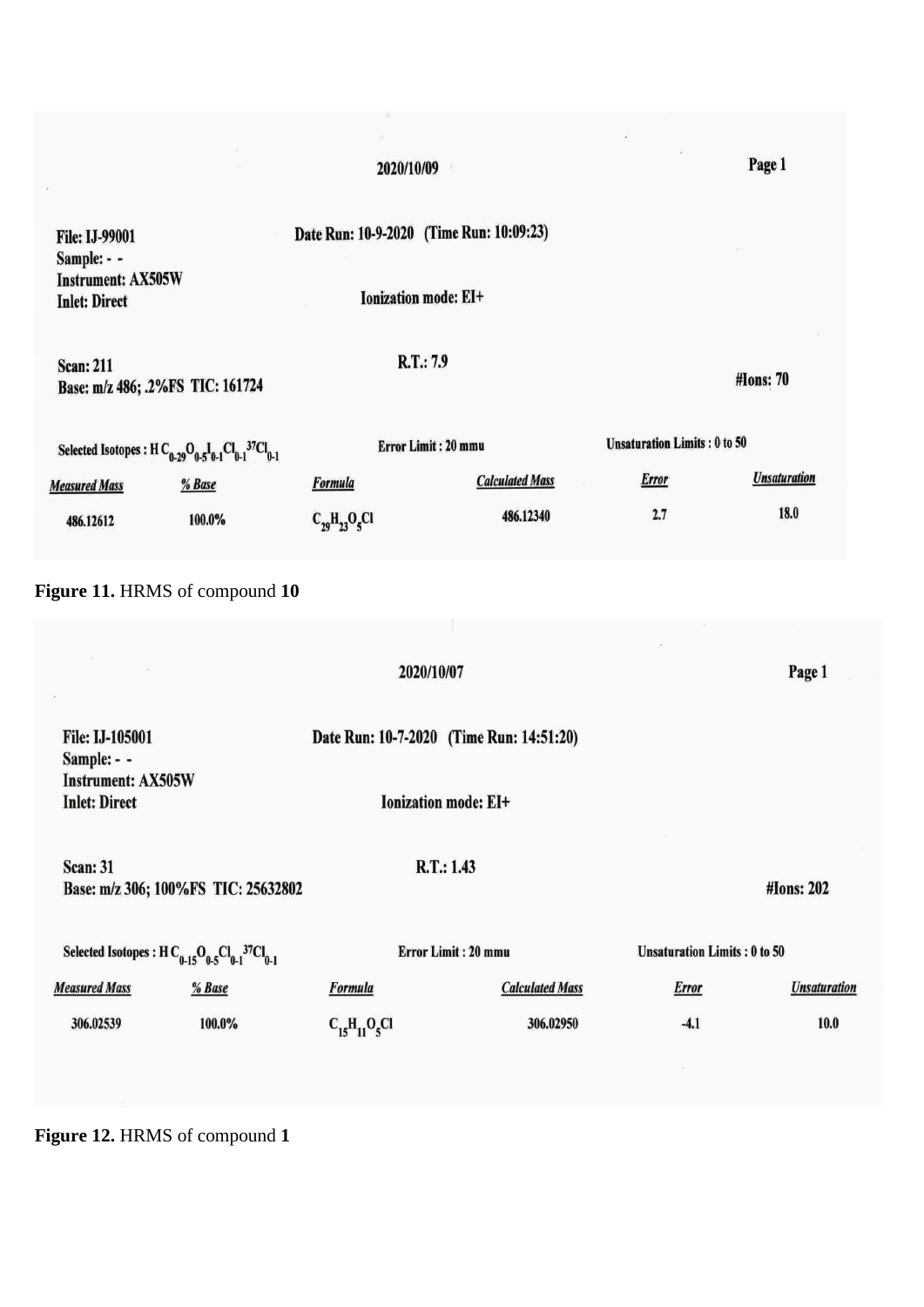2020/10/09

Page 1

File: IJ-99001

Sample: - -

Instrument: AX505W

Inlet: Direct

Date Run: 10-9-2020 (Time Run: 10:09:23)

Ionization mode: EI+

Scan: 211

Base: m/z 486; .2%FS TIC: 161724

R.T.: 7.9

#Ions: 70

Selected Isotopes : H $C_{0\text{-}29}O_{0\text{-}5}I_{0\text{-}1}Cl_{0\text{-}1}{}^{37}Cl_{0\text{-}1}$

Error Limit : 20 mmu

Unsaturation Limits : 0 to 50

| *Measured Mass* | *% Base* | *Formula* | *Calculated Mass* | *Error* | *Unsaturation* |
|---|---|---|---|---|---|
| 486.12612 | 100.0% | $C_{29}H_{23}O_5Cl$ | 486.12340 | 2.7 | 18.0 |

**Figure 11.** HRMS of compound **10**

2020/10/07

Page 1

File: IJ-105001

Sample: - -

Instrument: AX505W

Inlet: Direct

Date Run: 10-7-2020 (Time Run: 14:51:20)

Ionization mode: EI+

Scan: 31

Base: m/z 306; 100%FS TIC: 25632802

R.T.: 1.43

#Ions: 202

Selected Isotopes : H $C_{0\text{-}15}O_{0\text{-}5}Cl_{0\text{-}1}{}^{37}Cl_{0\text{-}1}$

Error Limit : 20 mmu

Unsaturation Limits : 0 to 50

| *Measured Mass* | *% Base* | *Formula* | *Calculated Mass* | *Error* | *Unsaturation* |
|---|---|---|---|---|---|
| 306.02539 | 100.0% | $C_{15}H_{11}O_5Cl$ | 306.02950 | -4.1 | 10.0 |

**Figure 12.** HRMS of compound **1**